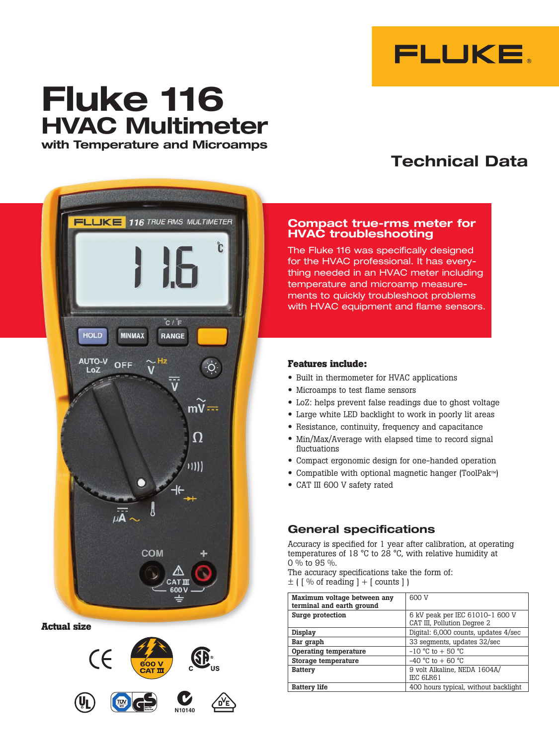# Fluke 116

## HVAC Multimeter

### with Temperature and Microamps

## Technical Data

Actual size

### Compact true-rms meter for HVAC troubleshooting

The Fluke 116 was specifically designed for the HVAC professional. It has everything needed in an HVAC meter including temperature and microamp measurements to quickly troubleshoot problems with HVAC equipment and flame sensors.

### Features include:

- Built in thermometer for HVAC applications
- Microamps to test flame sensors
- LoZ: helps prevent false readings due to ghost voltage
- Large white LED backlight to work in poorly lit areas
- Resistance, continuity, frequency and capacitance
- Min/Max/Average with elapsed time to record signal fluctuations
- Compact ergonomic design for one-handed operation
- Compatible with optional magnetic hanger (ToolPak™)
- CAT III 600 V safety rated

## General specifications

Accuracy is specified for 1 year after calibration, at operating temperatures of 18 °C to 28 °C, with relative humidity at 0 % to 95 %.
The accuracy specifications take the form of:
± ( [ % of reading ] + [ counts ] )

| | |
|---|---|
| **Maximum voltage between any terminal and earth ground** | 600 V |
| **Surge protection** | 6 kV peak per IEC 61010-1 600 V CAT III, Pollution Degree 2 |
| **Display** | Digital: 6,000 counts, updates 4/sec |
| **Bar graph** | 33 segments, updates 32/sec |
| **Operating temperature** | -10 °C to + 50 °C |
| **Storage temperature** | -40 °C to + 60 °C |
| **Battery** | 9 volt Alkaline, NEDA 1604A/ IEC 6LR61 |
| **Battery life** | 400 hours typical, without backlight |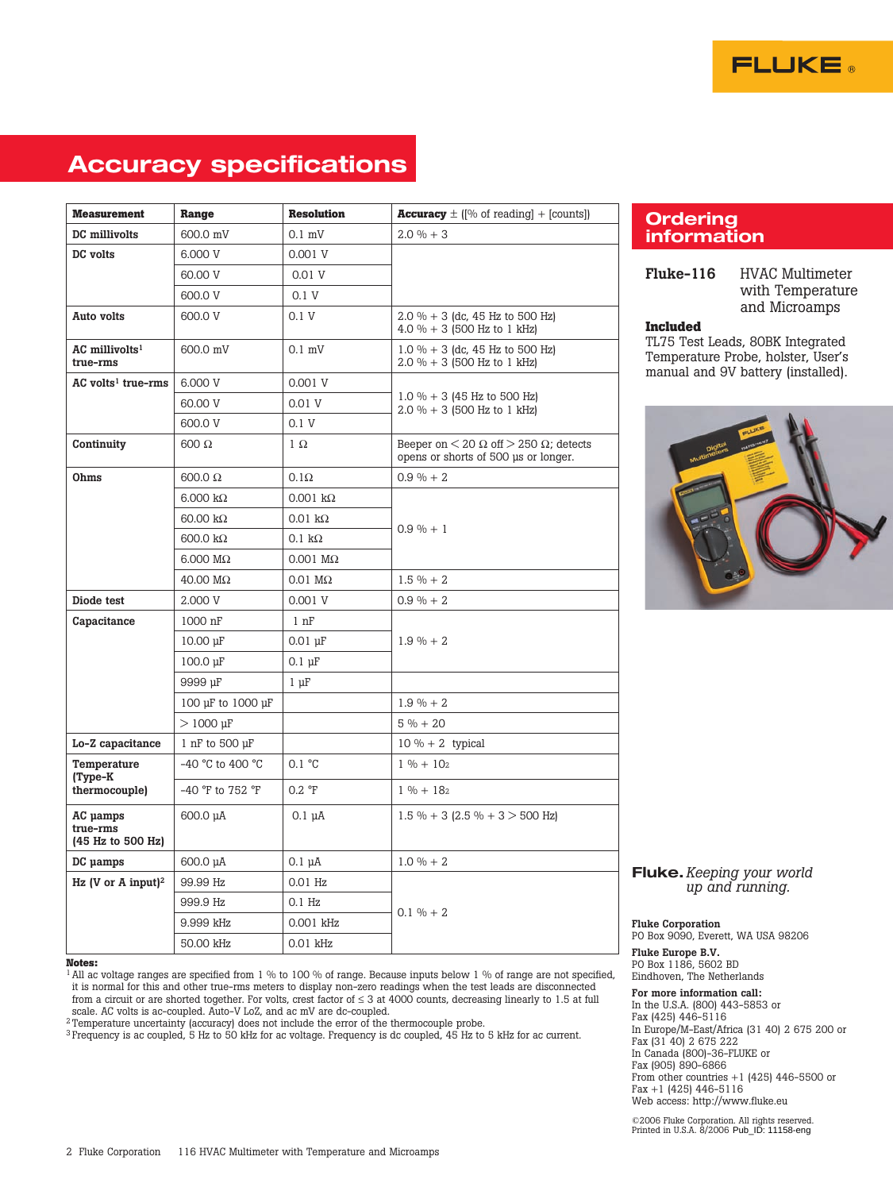## Accuracy specifications

| Measurement | Range | Resolution | Accuracy ± ([% of reading] + [counts]) |
|---|---|---|---|
| DC millivolts | 600.0 mV | 0.1 mV | 2.0 % + 3 |
| DC volts | 6.000 V | 0.001 V | |
| | 60.00 V | 0.01 V | |
| | 600.0 V | 0.1 V | |
| Auto volts | 600.0 V | 0.1 V | 2.0 % + 3 (dc, 45 Hz to 500 Hz) 4.0 % + 3 (500 Hz to 1 kHz) |
| AC millivolts[1] true-rms | 600.0 mV | 0.1 mV | 1.0 % + 3 (dc, 45 Hz to 500 Hz) 2.0 % + 3 (500 Hz to 1 kHz) |
| AC volts[1] true-rms | 6.000 V | 0.001 V | 1.0 % + 3 (45 Hz to 500 Hz) 2.0 % + 3 (500 Hz to 1 kHz) |
| | 60.00 V | 0.01 V | |
| | 600.0 V | 0.1 V | |
| Continuity | 600 Ω | 1 Ω | Beeper on < 20 Ω off > 250 Ω; detects opens or shorts of 500 µs or longer. |
| Ohms | 600.0 Ω | 0.1Ω | 0.9 % + 2 |
| | 6.000 kΩ | 0.001 kΩ | 0.9 % + 1 |
| | 60.00 kΩ | 0.01 kΩ | |
| | 600.0 kΩ | 0.1 kΩ | |
| | 6.000 MΩ | 0.001 MΩ | |
| | 40.00 MΩ | 0.01 MΩ | 1.5 % + 2 |
| Diode test | 2.000 V | 0.001 V | 0.9 % + 2 |
| Capacitance | 1000 nF | 1 nF | 1.9 % + 2 |
| | 10.00 µF | 0.01 µF | |
| | 100.0 µF | 0.1 µF | |
| | 9999 µF | 1 µF | |
| | 100 µF to 1000 µF | | 1.9 % + 2 |
| | > 1000 µF | | 5 % + 20 |
| Lo-Z capacitance | 1 nF to 500 µF | | 10 % + 2 typical |
| Temperature (Type-K thermocouple) | -40 °C to 400 °C | 0.1 °C | 1 % + 10[2] |
| | -40 °F to 752 °F | 0.2 °F | 1 % + 18[2] |
| AC µamps true-rms (45 Hz to 500 Hz) | 600.0 µA | 0.1 µA | 1.5 % + 3 (2.5 % + 3 > 500 Hz) |
| DC µamps | 600.0 µA | 0.1 µA | 1.0 % + 2 |
| Hz (V or A input)[2] | 99.99 Hz | 0.01 Hz | 0.1 % + 2 |
| | 999.9 Hz | 0.1 Hz | |
| | 9.999 kHz | 0.001 kHz | |
| | 50.00 kHz | 0.01 kHz | |

**Notes:**

[1] All ac voltage ranges are specified from 1 % to 100 % of range. Because inputs below 1 % of range are not specified, it is normal for this and other true-rms meters to display non-zero readings when the test leads are disconnected from a circuit or are shorted together. For volts, crest factor of ≤ 3 at 4000 counts, decreasing linearly to 1.5 at full scale. AC volts is ac-coupled. Auto-V LoZ, and ac mV are dc-coupled.

[2] Temperature uncertainty (accuracy) does not include the error of the thermocouple probe.

[3] Frequency is ac coupled, 5 Hz to 50 kHz for ac voltage. Frequency is dc coupled, 45 Hz to 5 kHz for ac current.

## Ordering information

**Fluke-116** HVAC Multimeter with Temperature and Microamps

**Included**
TL75 Test Leads, 80BK Integrated Temperature Probe, holster, User's manual and 9V battery (installed).

**Fluke.** *Keeping your world up and running.*

**Fluke Corporation**
PO Box 9090, Everett, WA USA 98206

**Fluke Europe B.V.**
PO Box 1186, 5602 BD
Eindhoven, The Netherlands

**For more information call:**
In the U.S.A. (800) 443-5853 or
Fax (425) 446-5116
In Europe/M-East/Africa (31 40) 2 675 200 or
Fax (31 40) 2 675 222
In Canada (800)-36-FLUKE or
Fax (905) 890-6866
From other countries +1 (425) 446-5500 or
Fax +1 (425) 446-5116
Web access: http://www.fluke.eu

©2006 Fluke Corporation. All rights reserved.
Printed in U.S.A. 8/2006 Pub_ID: 11158-eng